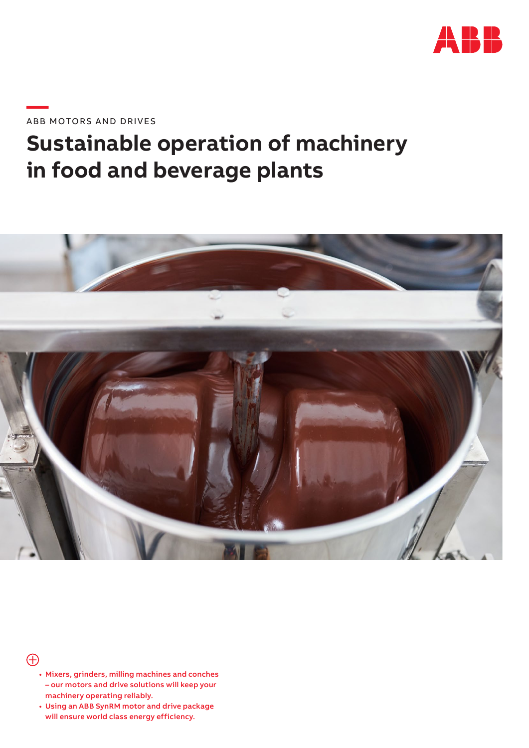ABB MOTORS AND DRIVES

# Sustainable operation of machinery in food and beverage plants

- Mixers, grinders, milling machines and conches – our motors and drive solutions will keep your machinery operating reliably.
- Using an ABB SynRM motor and drive package will ensure world class energy efficiency.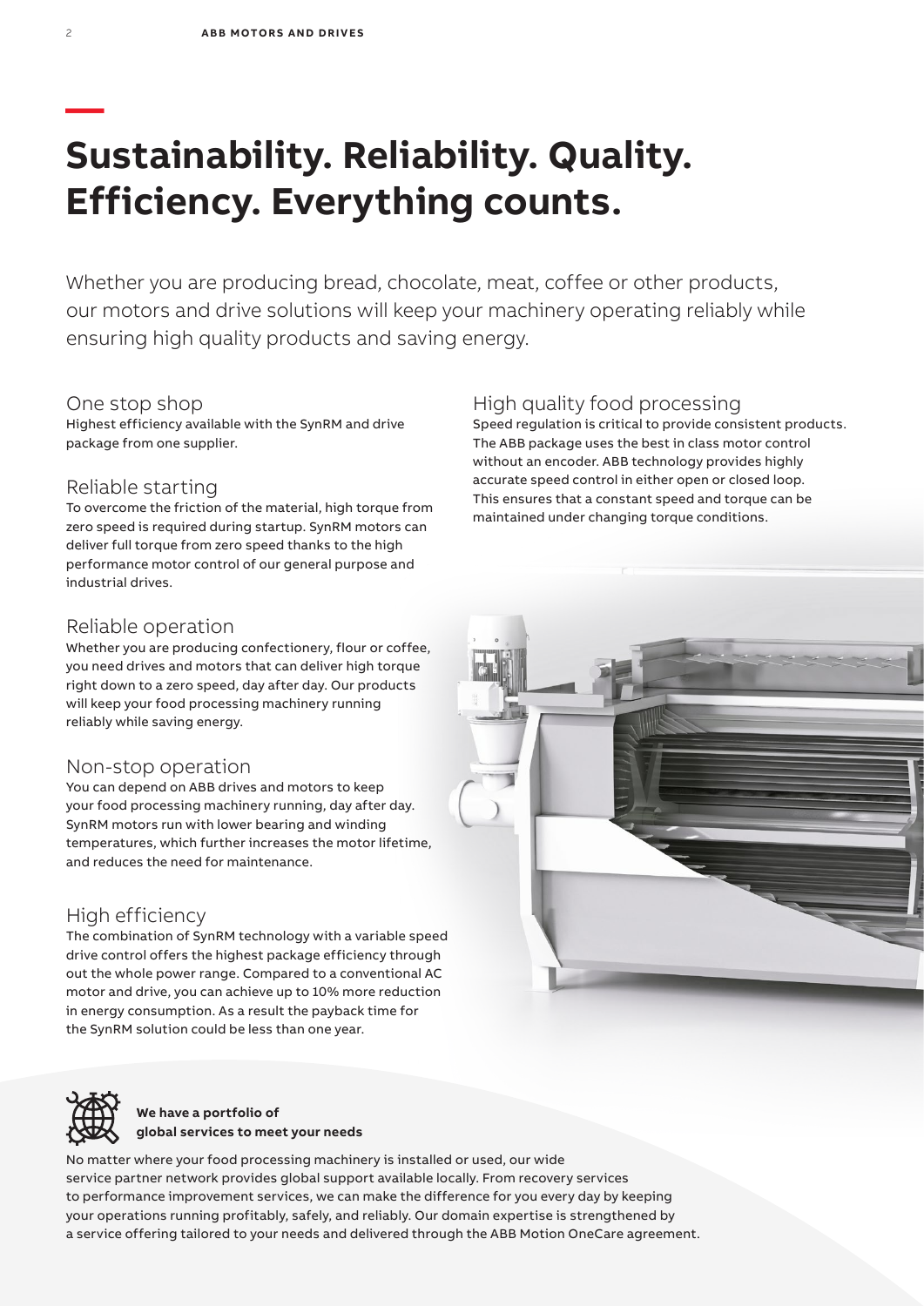# Sustainability. Reliability. Quality. Efficiency. Everything counts.

Whether you are producing bread, chocolate, meat, coffee or other products, our motors and drive solutions will keep your machinery operating reliably while ensuring high quality products and saving energy.

## One stop shop

Highest efficiency available with the SynRM and drive package from one supplier.

## Reliable starting

To overcome the friction of the material, high torque from zero speed is required during startup. SynRM motors can deliver full torque from zero speed thanks to the high performance motor control of our general purpose and industrial drives.

## Reliable operation

Whether you are producing confectionery, flour or coffee, you need drives and motors that can deliver high torque right down to a zero speed, day after day. Our products will keep your food processing machinery running reliably while saving energy.

## Non-stop operation

You can depend on ABB drives and motors to keep your food processing machinery running, day after day. SynRM motors run with lower bearing and winding temperatures, which further increases the motor lifetime, and reduces the need for maintenance.

## High efficiency

The combination of SynRM technology with a variable speed drive control offers the highest package efficiency through out the whole power range. Compared to a conventional AC motor and drive, you can achieve up to 10% more reduction in energy consumption. As a result the payback time for the SynRM solution could be less than one year.

## High quality food processing

Speed regulation is critical to provide consistent products. The ABB package uses the best in class motor control without an encoder. ABB technology provides highly accurate speed control in either open or closed loop. This ensures that a constant speed and torque can be maintained under changing torque conditions.

**We have a portfolio of global services to meet your needs**

No matter where your food processing machinery is installed or used, our wide service partner network provides global support available locally. From recovery services to performance improvement services, we can make the difference for you every day by keeping your operations running profitably, safely, and reliably. Our domain expertise is strengthened by a service offering tailored to your needs and delivered through the ABB Motion OneCare agreement.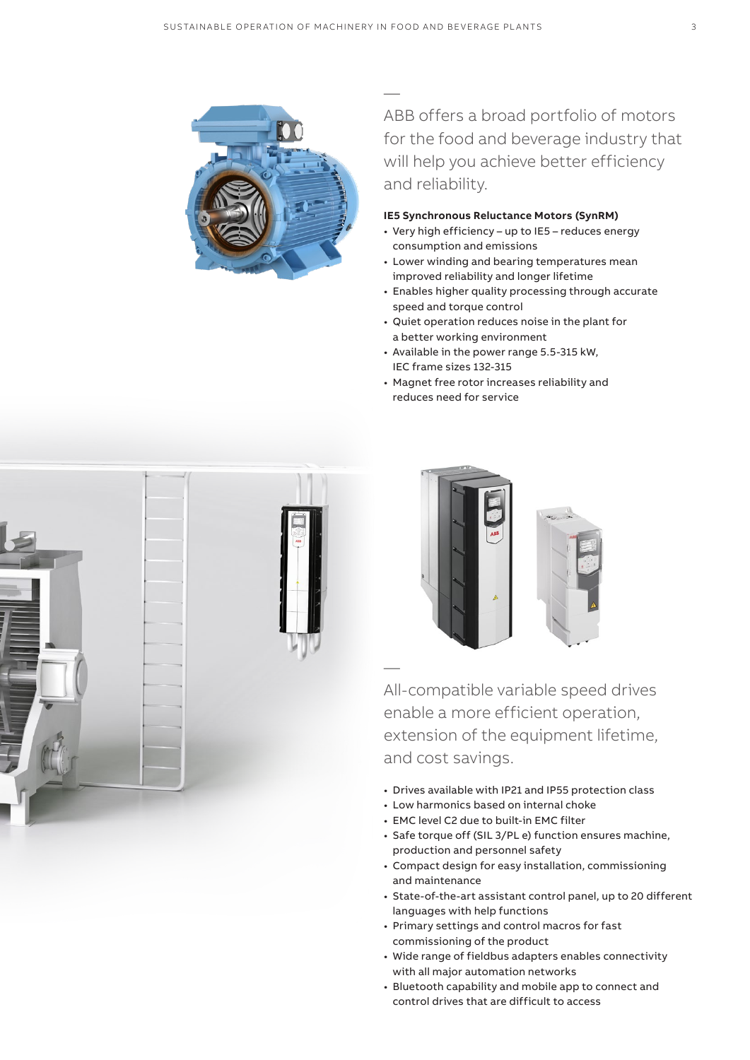ABB offers a broad portfolio of motors for the food and beverage industry that will help you achieve better efficiency and reliability.

**IE5 Synchronous Reluctance Motors (SynRM)**

- Very high efficiency – up to IE5 – reduces energy consumption and emissions
- Lower winding and bearing temperatures mean improved reliability and longer lifetime
- Enables higher quality processing through accurate speed and torque control
- Quiet operation reduces noise in the plant for a better working environment
- Available in the power range 5.5-315 kW, IEC frame sizes 132-315
- Magnet free rotor increases reliability and reduces need for service

All-compatible variable speed drives enable a more efficient operation, extension of the equipment lifetime, and cost savings.

- Drives available with IP21 and IP55 protection class
- Low harmonics based on internal choke
- EMC level C2 due to built-in EMC filter
- Safe torque off (SIL 3/PL e) function ensures machine, production and personnel safety
- Compact design for easy installation, commissioning and maintenance
- State-of-the-art assistant control panel, up to 20 different languages with help functions
- Primary settings and control macros for fast commissioning of the product
- Wide range of fieldbus adapters enables connectivity with all major automation networks
- Bluetooth capability and mobile app to connect and control drives that are difficult to access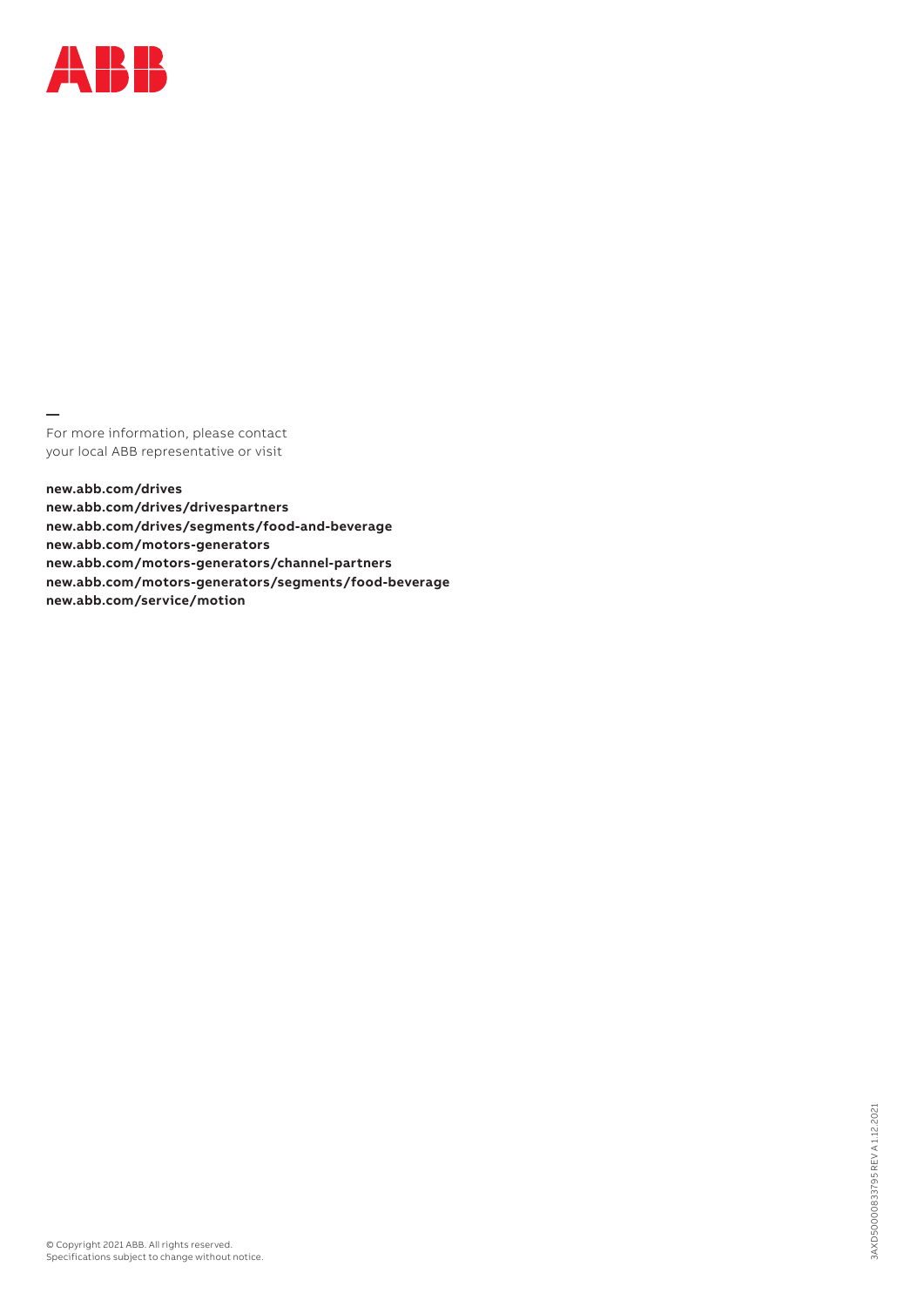—

For more information, please contact
your local ABB representative or visit

**new.abb.com/drives**
**new.abb.com/drives/drivespartners**
**new.abb.com/drives/segments/food-and-beverage**
**new.abb.com/motors-generators**
**new.abb.com/motors-generators/channel-partners**
**new.abb.com/motors-generators/segments/food-beverage**
**new.abb.com/service/motion**

© Copyright 2021 ABB. All rights reserved.
Specifications subject to change without notice.

3AXD50000833795 REV A 1.12.2021